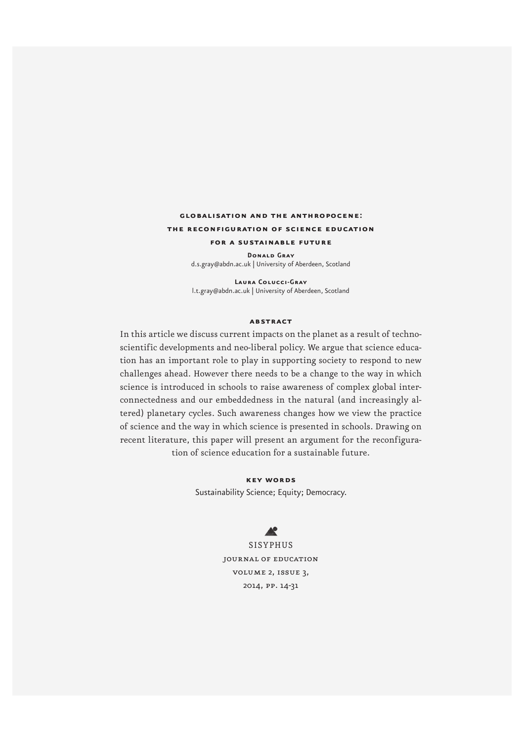# GLOBALISATION AND THE ANTHROPOCENE: THE RECONFIGURATION OF SCIENCE EDUCATION FOR A SUSTAINABLE FUTURE

**Donald Gray**
d.s.gray@abdn.ac.uk | University of Aberdeen, Scotland

**Laura Colucci-Gray**
l.t.gray@abdn.ac.uk | University of Aberdeen, Scotland

## ABSTRACT

In this article we discuss current impacts on the planet as a result of techno-scientific developments and neo-liberal policy. We argue that science education has an important role to play in supporting society to respond to new challenges ahead. However there needs to be a change to the way in which science is introduced in schools to raise awareness of complex global interconnectedness and our embeddedness in the natural (and increasingly altered) planetary cycles. Such awareness changes how we view the practice of science and the way in which science is presented in schools. Drawing on recent literature, this paper will present an argument for the reconfiguration of science education for a sustainable future.

## KEY WORDS

Sustainability Science; Equity; Democracy.

SISYPHUS
JOURNAL OF EDUCATION
VOLUME 2, ISSUE 3,
2014, PP. 14-31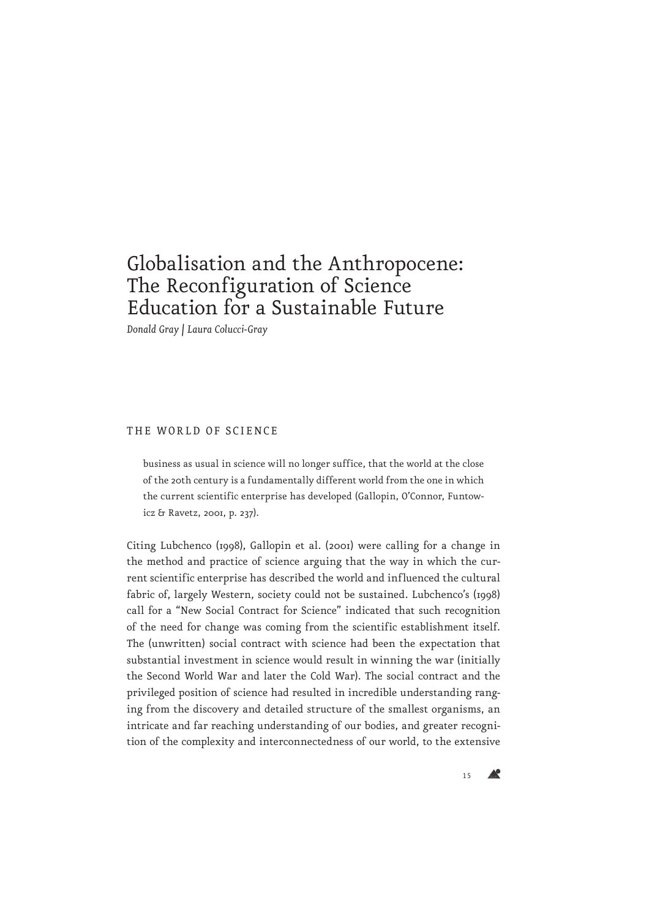# Globalisation and the Anthropocene: The Reconfiguration of Science Education for a Sustainable Future

*Donald Gray | Laura Colucci-Gray*

## THE WORLD OF SCIENCE

> business as usual in science will no longer suffice, that the world at the close of the 20th century is a fundamentally different world from the one in which the current scientific enterprise has developed (Gallopin, O'Connor, Funtowicz & Ravetz, 2001, p. 237).

Citing Lubchenco (1998), Gallopin et al. (2001) were calling for a change in the method and practice of science arguing that the way in which the current scientific enterprise has described the world and influenced the cultural fabric of, largely Western, society could not be sustained. Lubchenco's (1998) call for a "New Social Contract for Science" indicated that such recognition of the need for change was coming from the scientific establishment itself. The (unwritten) social contract with science had been the expectation that substantial investment in science would result in winning the war (initially the Second World War and later the Cold War). The social contract and the privileged position of science had resulted in incredible understanding ranging from the discovery and detailed structure of the smallest organisms, an intricate and far reaching understanding of our bodies, and greater recognition of the complexity and interconnectedness of our world, to the extensive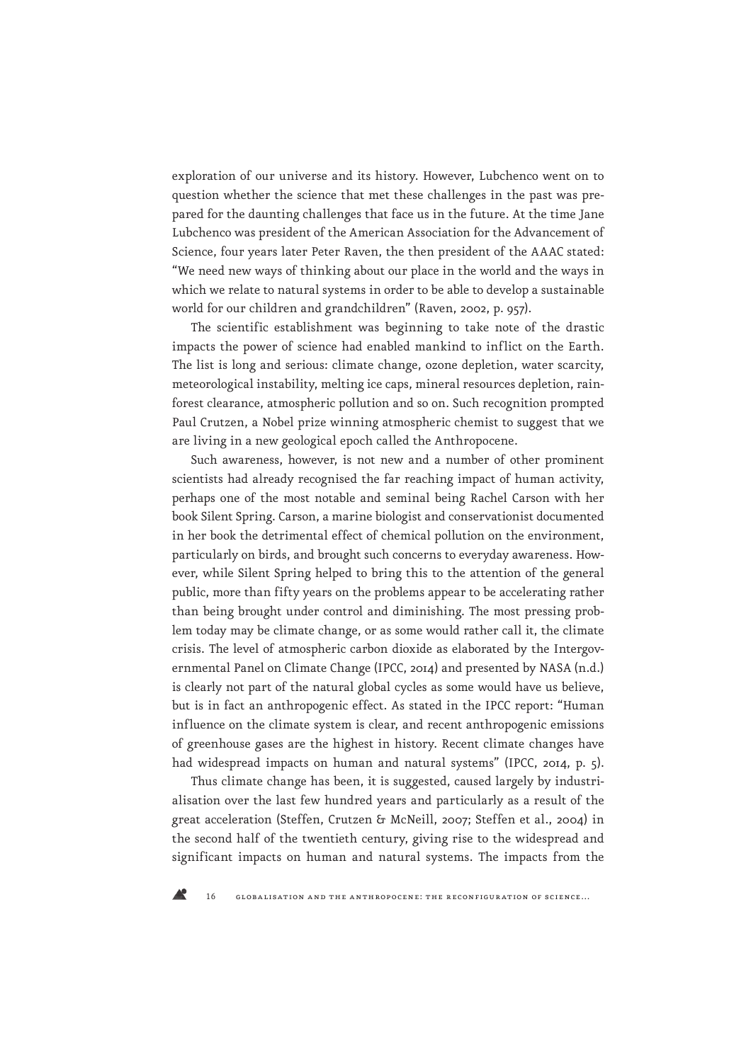exploration of our universe and its history. However, Lubchenco went on to question whether the science that met these challenges in the past was prepared for the daunting challenges that face us in the future. At the time Jane Lubchenco was president of the American Association for the Advancement of Science, four years later Peter Raven, the then president of the AAAC stated: "We need new ways of thinking about our place in the world and the ways in which we relate to natural systems in order to be able to develop a sustainable world for our children and grandchildren" (Raven, 2002, p. 957).

The scientific establishment was beginning to take note of the drastic impacts the power of science had enabled mankind to inflict on the Earth. The list is long and serious: climate change, ozone depletion, water scarcity, meteorological instability, melting ice caps, mineral resources depletion, rainforest clearance, atmospheric pollution and so on. Such recognition prompted Paul Crutzen, a Nobel prize winning atmospheric chemist to suggest that we are living in a new geological epoch called the Anthropocene.

Such awareness, however, is not new and a number of other prominent scientists had already recognised the far reaching impact of human activity, perhaps one of the most notable and seminal being Rachel Carson with her book Silent Spring. Carson, a marine biologist and conservationist documented in her book the detrimental effect of chemical pollution on the environment, particularly on birds, and brought such concerns to everyday awareness. However, while Silent Spring helped to bring this to the attention of the general public, more than fifty years on the problems appear to be accelerating rather than being brought under control and diminishing. The most pressing problem today may be climate change, or as some would rather call it, the climate crisis. The level of atmospheric carbon dioxide as elaborated by the Intergovernmental Panel on Climate Change (IPCC, 2014) and presented by NASA (n.d.) is clearly not part of the natural global cycles as some would have us believe, but is in fact an anthropogenic effect. As stated in the IPCC report: "Human influence on the climate system is clear, and recent anthropogenic emissions of greenhouse gases are the highest in history. Recent climate changes have had widespread impacts on human and natural systems" (IPCC, 2014, p. 5).

Thus climate change has been, it is suggested, caused largely by industrialisation over the last few hundred years and particularly as a result of the great acceleration (Steffen, Crutzen & McNeill, 2007; Steffen et al., 2004) in the second half of the twentieth century, giving rise to the widespread and significant impacts on human and natural systems. The impacts from the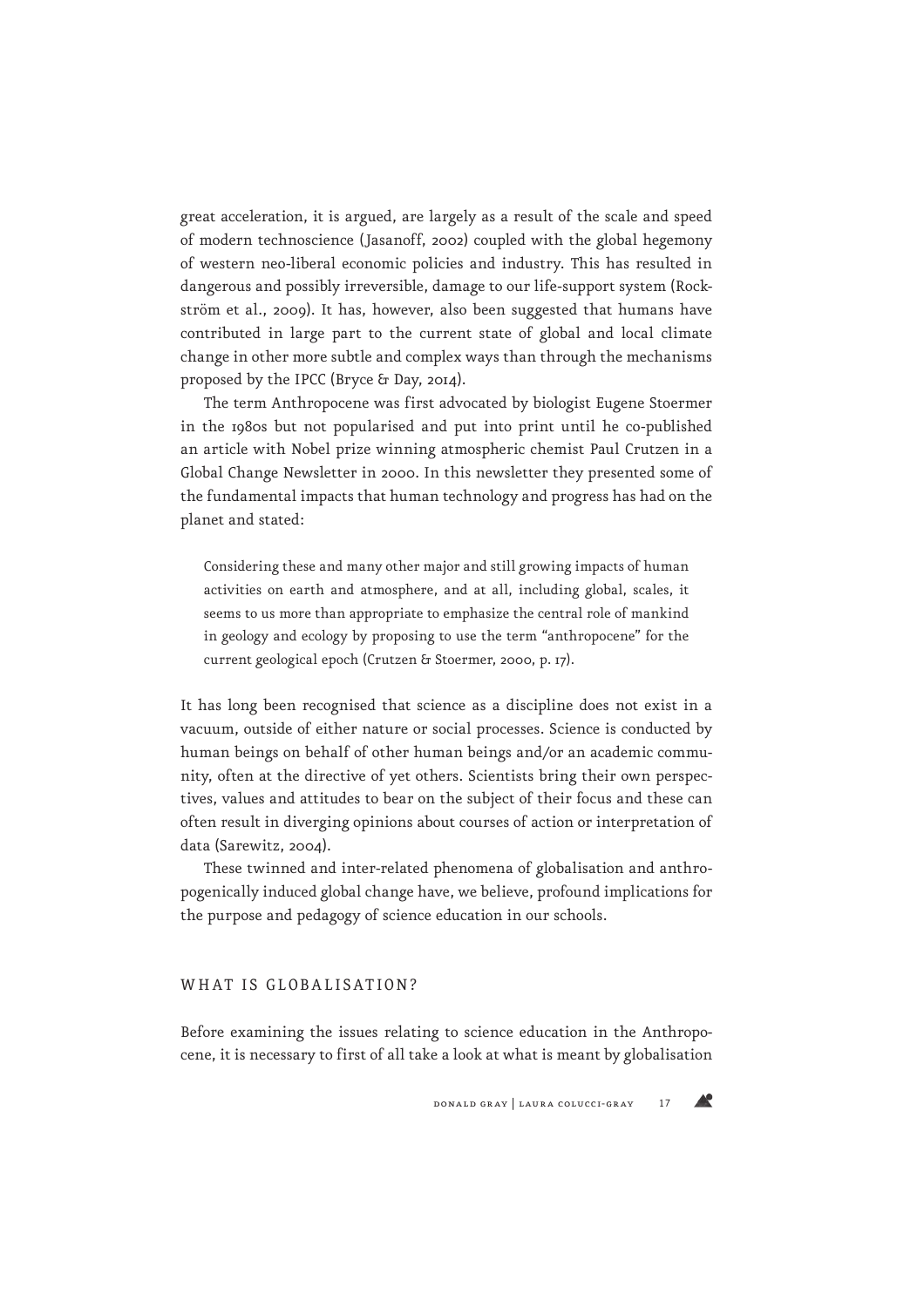great acceleration, it is argued, are largely as a result of the scale and speed of modern technoscience (Jasanoff, 2002) coupled with the global hegemony of western neo-liberal economic policies and industry. This has resulted in dangerous and possibly irreversible, damage to our life-support system (Rockström et al., 2009). It has, however, also been suggested that humans have contributed in large part to the current state of global and local climate change in other more subtle and complex ways than through the mechanisms proposed by the IPCC (Bryce & Day, 2014).

The term Anthropocene was first advocated by biologist Eugene Stoermer in the 1980s but not popularised and put into print until he co-published an article with Nobel prize winning atmospheric chemist Paul Crutzen in a Global Change Newsletter in 2000. In this newsletter they presented some of the fundamental impacts that human technology and progress has had on the planet and stated:

> Considering these and many other major and still growing impacts of human activities on earth and atmosphere, and at all, including global, scales, it seems to us more than appropriate to emphasize the central role of mankind in geology and ecology by proposing to use the term "anthropocene" for the current geological epoch (Crutzen & Stoermer, 2000, p. 17).

It has long been recognised that science as a discipline does not exist in a vacuum, outside of either nature or social processes. Science is conducted by human beings on behalf of other human beings and/or an academic community, often at the directive of yet others. Scientists bring their own perspectives, values and attitudes to bear on the subject of their focus and these can often result in diverging opinions about courses of action or interpretation of data (Sarewitz, 2004).

These twinned and inter-related phenomena of globalisation and anthropogenically induced global change have, we believe, profound implications for the purpose and pedagogy of science education in our schools.

## WHAT IS GLOBALISATION?

Before examining the issues relating to science education in the Anthropocene, it is necessary to first of all take a look at what is meant by globalisation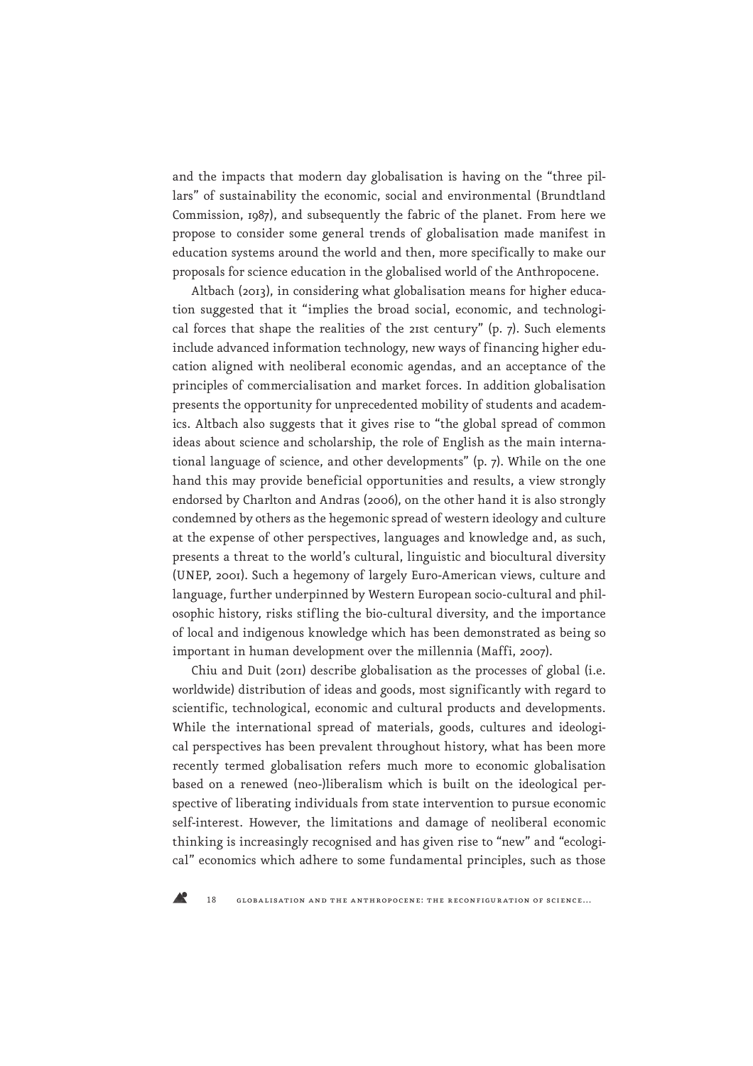and the impacts that modern day globalisation is having on the "three pillars" of sustainability the economic, social and environmental (Brundtland Commission, 1987), and subsequently the fabric of the planet. From here we propose to consider some general trends of globalisation made manifest in education systems around the world and then, more specifically to make our proposals for science education in the globalised world of the Anthropocene.

Altbach (2013), in considering what globalisation means for higher education suggested that it "implies the broad social, economic, and technological forces that shape the realities of the 21st century" (p. 7). Such elements include advanced information technology, new ways of financing higher education aligned with neoliberal economic agendas, and an acceptance of the principles of commercialisation and market forces. In addition globalisation presents the opportunity for unprecedented mobility of students and academics. Altbach also suggests that it gives rise to "the global spread of common ideas about science and scholarship, the role of English as the main international language of science, and other developments" (p. 7). While on the one hand this may provide beneficial opportunities and results, a view strongly endorsed by Charlton and Andras (2006), on the other hand it is also strongly condemned by others as the hegemonic spread of western ideology and culture at the expense of other perspectives, languages and knowledge and, as such, presents a threat to the world's cultural, linguistic and biocultural diversity (UNEP, 2001). Such a hegemony of largely Euro-American views, culture and language, further underpinned by Western European socio-cultural and philosophic history, risks stifling the bio-cultural diversity, and the importance of local and indigenous knowledge which has been demonstrated as being so important in human development over the millennia (Maffi, 2007).

Chiu and Duit (2011) describe globalisation as the processes of global (i.e. worldwide) distribution of ideas and goods, most significantly with regard to scientific, technological, economic and cultural products and developments. While the international spread of materials, goods, cultures and ideological perspectives has been prevalent throughout history, what has been more recently termed globalisation refers much more to economic globalisation based on a renewed (neo-)liberalism which is built on the ideological perspective of liberating individuals from state intervention to pursue economic self-interest. However, the limitations and damage of neoliberal economic thinking is increasingly recognised and has given rise to "new" and "ecological" economics which adhere to some fundamental principles, such as those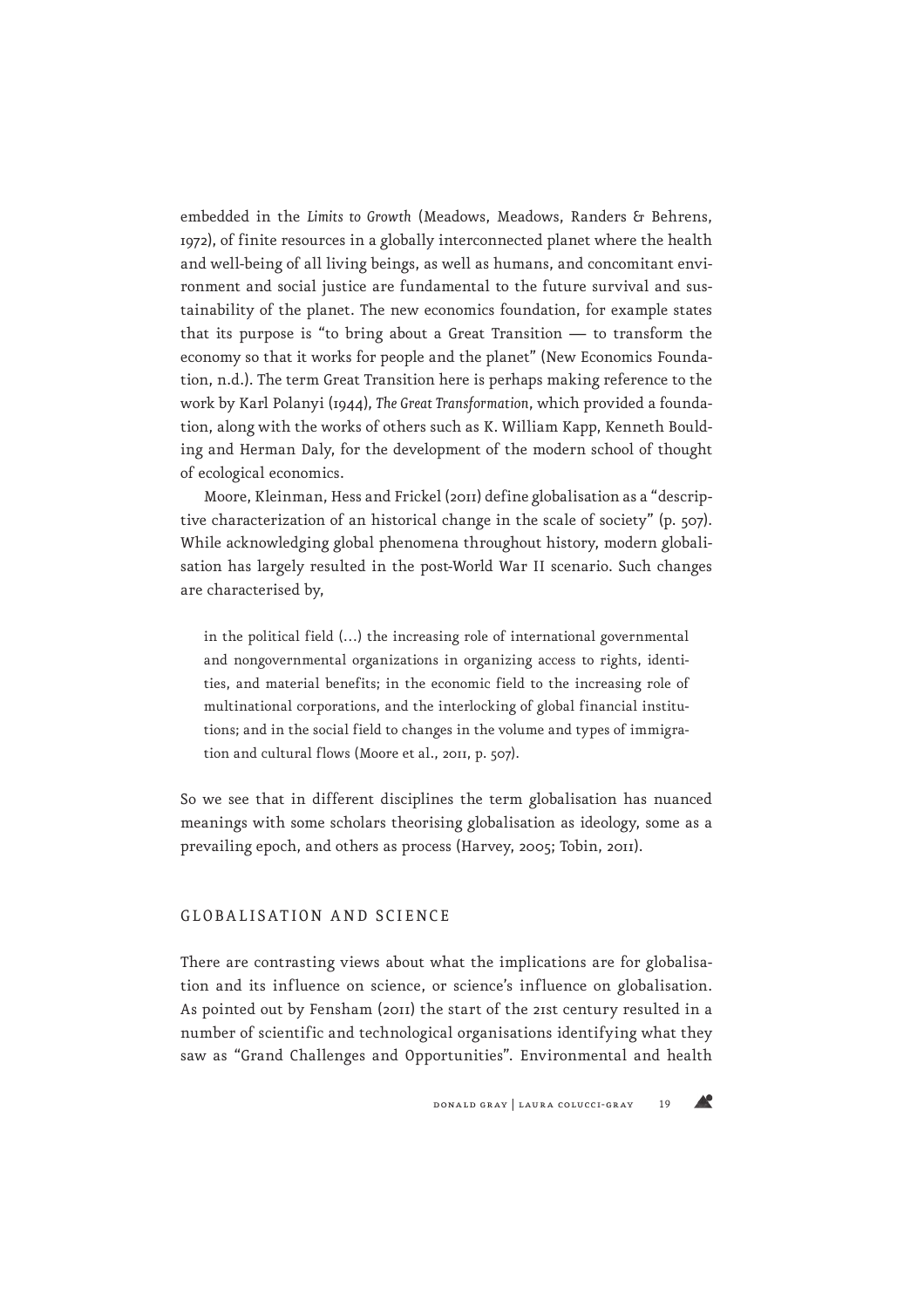embedded in the *Limits to Growth* (Meadows, Meadows, Randers & Behrens, 1972), of finite resources in a globally interconnected planet where the health and well-being of all living beings, as well as humans, and concomitant environment and social justice are fundamental to the future survival and sustainability of the planet. The new economics foundation, for example states that its purpose is "to bring about a Great Transition — to transform the economy so that it works for people and the planet" (New Economics Foundation, n.d.). The term Great Transition here is perhaps making reference to the work by Karl Polanyi (1944), *The Great Transformation*, which provided a foundation, along with the works of others such as K. William Kapp, Kenneth Boulding and Herman Daly, for the development of the modern school of thought of ecological economics.

Moore, Kleinman, Hess and Frickel (2011) define globalisation as a "descriptive characterization of an historical change in the scale of society" (p. 507). While acknowledging global phenomena throughout history, modern globalisation has largely resulted in the post-World War II scenario. Such changes are characterised by,

> in the political field (…) the increasing role of international governmental and nongovernmental organizations in organizing access to rights, identities, and material benefits; in the economic field to the increasing role of multinational corporations, and the interlocking of global financial institutions; and in the social field to changes in the volume and types of immigration and cultural flows (Moore et al., 2011, p. 507).

So we see that in different disciplines the term globalisation has nuanced meanings with some scholars theorising globalisation as ideology, some as a prevailing epoch, and others as process (Harvey, 2005; Tobin, 2011).

## GLOBALISATION AND SCIENCE

There are contrasting views about what the implications are for globalisation and its influence on science, or science's influence on globalisation. As pointed out by Fensham (2011) the start of the 21st century resulted in a number of scientific and technological organisations identifying what they saw as "Grand Challenges and Opportunities". Environmental and health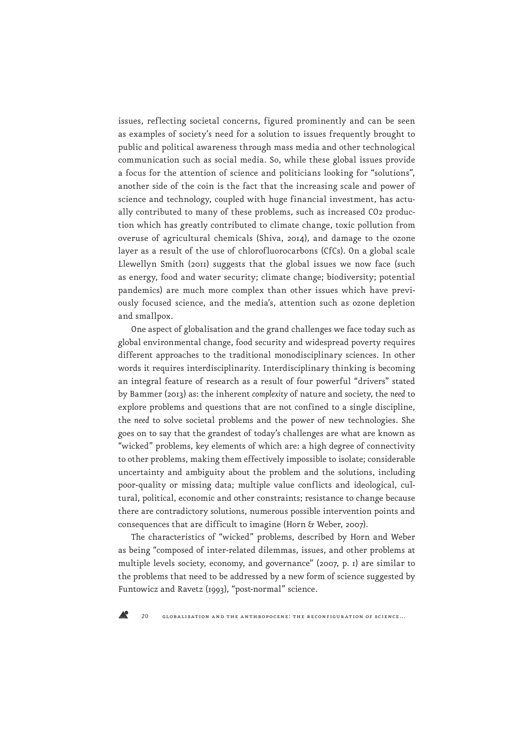issues, reflecting societal concerns, figured prominently and can be seen as examples of society's need for a solution to issues frequently brought to public and political awareness through mass media and other technological communication such as social media. So, while these global issues provide a focus for the attention of science and politicians looking for "solutions", another side of the coin is the fact that the increasing scale and power of science and technology, coupled with huge financial investment, has actually contributed to many of these problems, such as increased $CO_2$ production which has greatly contributed to climate change, toxic pollution from overuse of agricultural chemicals (Shiva, 2014), and damage to the ozone layer as a result of the use of chlorofluorocarbons (CfCs). On a global scale Llewellyn Smith (2011) suggests that the global issues we now face (such as energy, food and water security; climate change; biodiversity; potential pandemics) are much more complex than other issues which have previously focused science, and the media's, attention such as ozone depletion and smallpox.

One aspect of globalisation and the grand challenges we face today such as global environmental change, food security and widespread poverty requires different approaches to the traditional monodisciplinary sciences. In other words it requires interdisciplinarity. Interdisciplinary thinking is becoming an integral feature of research as a result of four powerful "drivers" stated by Bammer (2013) as: the inherent *complexity* of nature and society, the *need* to explore problems and questions that are not confined to a single discipline, the *need* to solve societal problems and the power of new technologies. She goes on to say that the grandest of today's challenges are what are known as "wicked" problems, key elements of which are: a high degree of connectivity to other problems, making them effectively impossible to isolate; considerable uncertainty and ambiguity about the problem and the solutions, including poor-quality or missing data; multiple value conflicts and ideological, cultural, political, economic and other constraints; resistance to change because there are contradictory solutions, numerous possible intervention points and consequences that are difficult to imagine (Horn & Weber, 2007).

The characteristics of "wicked" problems, described by Horn and Weber as being "composed of inter-related dilemmas, issues, and other problems at multiple levels society, economy, and governance" (2007, p. 1) are similar to the problems that need to be addressed by a new form of science suggested by Funtowicz and Ravetz (1993), "post-normal" science.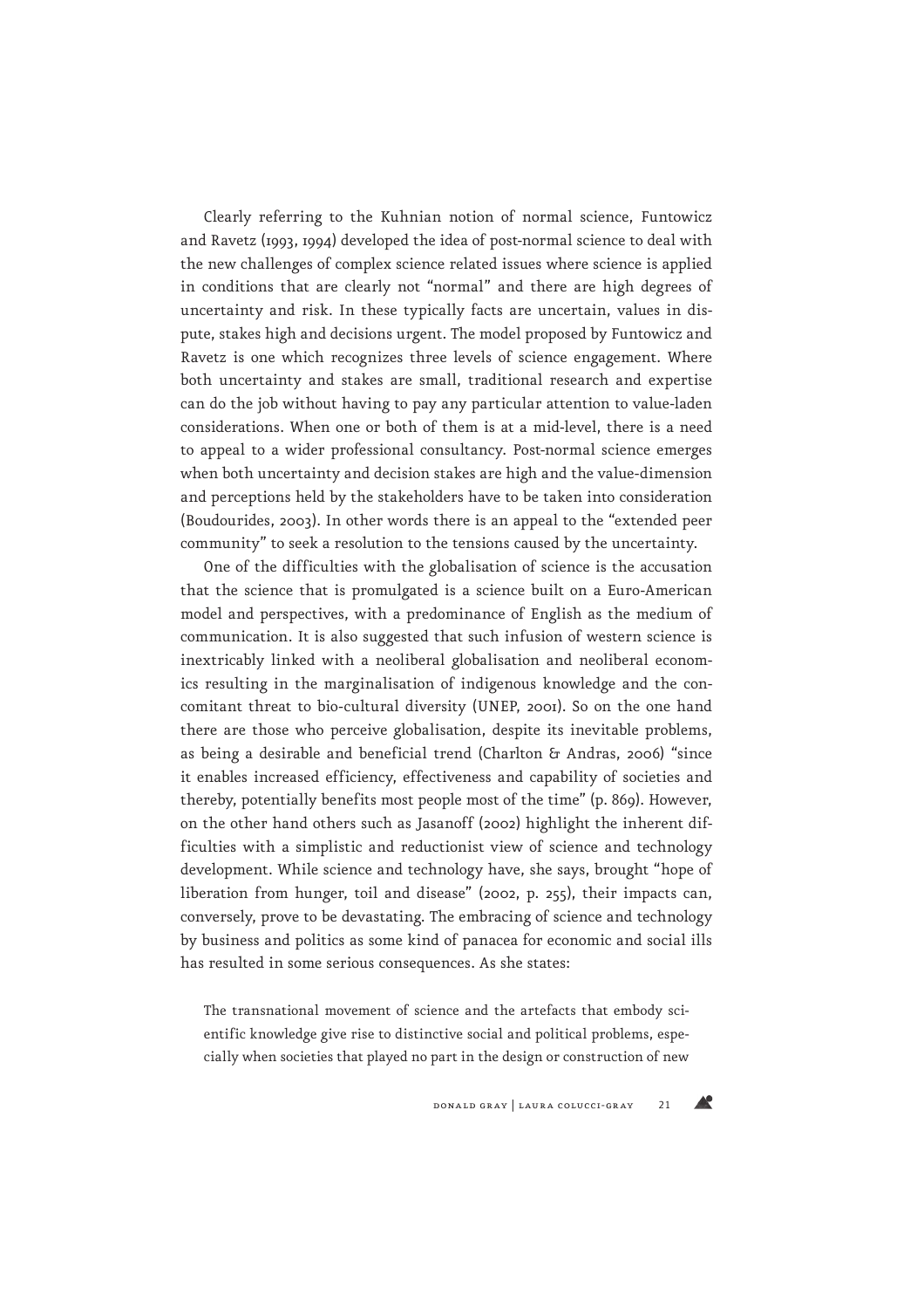Clearly referring to the Kuhnian notion of normal science, Funtowicz and Ravetz (1993, 1994) developed the idea of post-normal science to deal with the new challenges of complex science related issues where science is applied in conditions that are clearly not "normal" and there are high degrees of uncertainty and risk. In these typically facts are uncertain, values in dispute, stakes high and decisions urgent. The model proposed by Funtowicz and Ravetz is one which recognizes three levels of science engagement. Where both uncertainty and stakes are small, traditional research and expertise can do the job without having to pay any particular attention to value-laden considerations. When one or both of them is at a mid-level, there is a need to appeal to a wider professional consultancy. Post-normal science emerges when both uncertainty and decision stakes are high and the value-dimension and perceptions held by the stakeholders have to be taken into consideration (Boudourides, 2003). In other words there is an appeal to the "extended peer community" to seek a resolution to the tensions caused by the uncertainty.

One of the difficulties with the globalisation of science is the accusation that the science that is promulgated is a science built on a Euro-American model and perspectives, with a predominance of English as the medium of communication. It is also suggested that such infusion of western science is inextricably linked with a neoliberal globalisation and neoliberal economics resulting in the marginalisation of indigenous knowledge and the concomitant threat to bio-cultural diversity (UNEP, 2001). So on the one hand there are those who perceive globalisation, despite its inevitable problems, as being a desirable and beneficial trend (Charlton & Andras, 2006) "since it enables increased efficiency, effectiveness and capability of societies and thereby, potentially benefits most people most of the time" (p. 869). However, on the other hand others such as Jasanoff (2002) highlight the inherent difficulties with a simplistic and reductionist view of science and technology development. While science and technology have, she says, brought "hope of liberation from hunger, toil and disease" (2002, p. 255), their impacts can, conversely, prove to be devastating. The embracing of science and technology by business and politics as some kind of panacea for economic and social ills has resulted in some serious consequences. As she states:

> The transnational movement of science and the artefacts that embody scientific knowledge give rise to distinctive social and political problems, especially when societies that played no part in the design or construction of new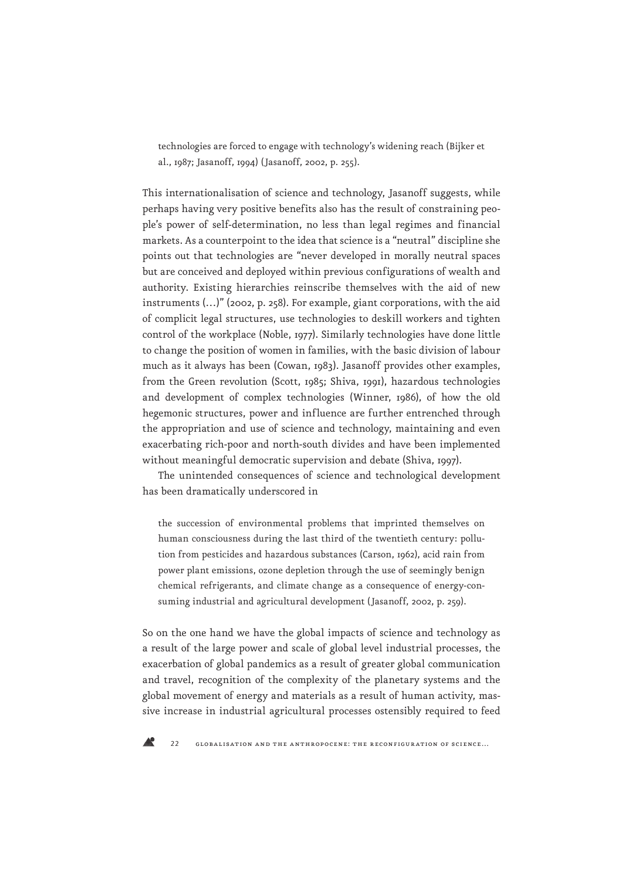technologies are forced to engage with technology's widening reach (Bijker et al., 1987; Jasanoff, 1994) (Jasanoff, 2002, p. 255).

This internationalisation of science and technology, Jasanoff suggests, while perhaps having very positive benefits also has the result of constraining people's power of self-determination, no less than legal regimes and financial markets. As a counterpoint to the idea that science is a "neutral" discipline she points out that technologies are "never developed in morally neutral spaces but are conceived and deployed within previous configurations of wealth and authority. Existing hierarchies reinscribe themselves with the aid of new instruments (…)" (2002, p. 258). For example, giant corporations, with the aid of complicit legal structures, use technologies to deskill workers and tighten control of the workplace (Noble, 1977). Similarly technologies have done little to change the position of women in families, with the basic division of labour much as it always has been (Cowan, 1983). Jasanoff provides other examples, from the Green revolution (Scott, 1985; Shiva, 1991), hazardous technologies and development of complex technologies (Winner, 1986), of how the old hegemonic structures, power and influence are further entrenched through the appropriation and use of science and technology, maintaining and even exacerbating rich-poor and north-south divides and have been implemented without meaningful democratic supervision and debate (Shiva, 1997).

The unintended consequences of science and technological development has been dramatically underscored in

> the succession of environmental problems that imprinted themselves on human consciousness during the last third of the twentieth century: pollution from pesticides and hazardous substances (Carson, 1962), acid rain from power plant emissions, ozone depletion through the use of seemingly benign chemical refrigerants, and climate change as a consequence of energy-consuming industrial and agricultural development (Jasanoff, 2002, p. 259).

So on the one hand we have the global impacts of science and technology as a result of the large power and scale of global level industrial processes, the exacerbation of global pandemics as a result of greater global communication and travel, recognition of the complexity of the planetary systems and the global movement of energy and materials as a result of human activity, massive increase in industrial agricultural processes ostensibly required to feed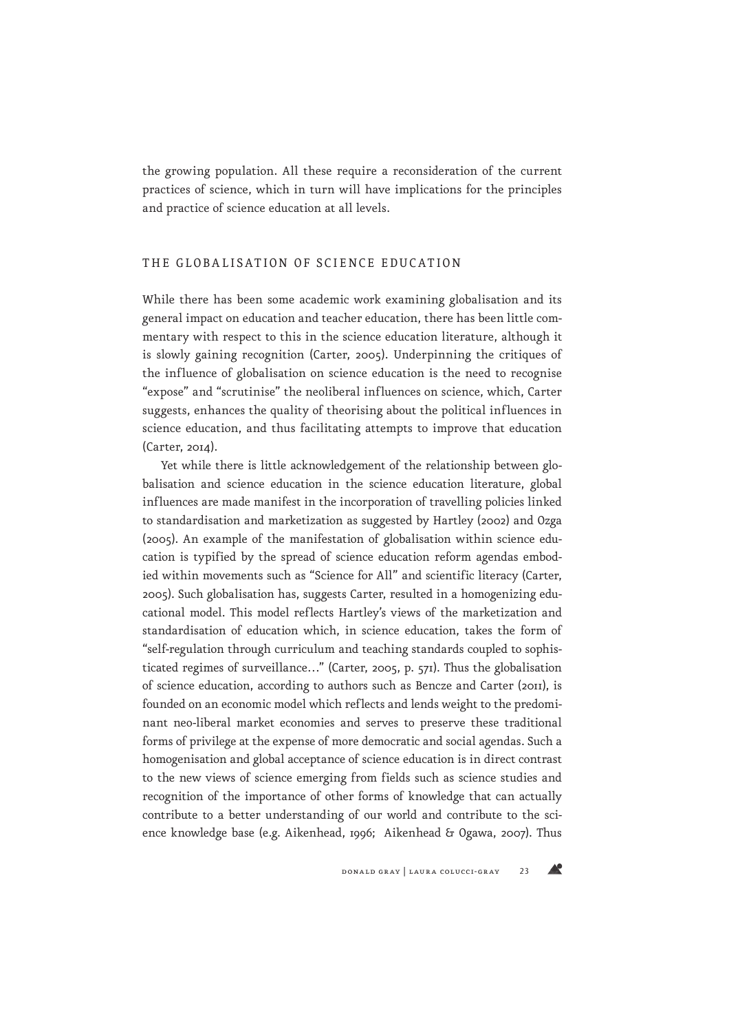the growing population. All these require a reconsideration of the current practices of science, which in turn will have implications for the principles and practice of science education at all levels.

## THE GLOBALISATION OF SCIENCE EDUCATION

While there has been some academic work examining globalisation and its general impact on education and teacher education, there has been little commentary with respect to this in the science education literature, although it is slowly gaining recognition (Carter, 2005). Underpinning the critiques of the influence of globalisation on science education is the need to recognise "expose" and "scrutinise" the neoliberal influences on science, which, Carter suggests, enhances the quality of theorising about the political influences in science education, and thus facilitating attempts to improve that education (Carter, 2014).

Yet while there is little acknowledgement of the relationship between globalisation and science education in the science education literature, global influences are made manifest in the incorporation of travelling policies linked to standardisation and marketization as suggested by Hartley (2002) and Ozga (2005). An example of the manifestation of globalisation within science education is typified by the spread of science education reform agendas embodied within movements such as "Science for All" and scientific literacy (Carter, 2005). Such globalisation has, suggests Carter, resulted in a homogenizing educational model. This model reflects Hartley's views of the marketization and standardisation of education which, in science education, takes the form of "self-regulation through curriculum and teaching standards coupled to sophisticated regimes of surveillance…" (Carter, 2005, p. 571). Thus the globalisation of science education, according to authors such as Bencze and Carter (2011), is founded on an economic model which reflects and lends weight to the predominant neo-liberal market economies and serves to preserve these traditional forms of privilege at the expense of more democratic and social agendas. Such a homogenisation and global acceptance of science education is in direct contrast to the new views of science emerging from fields such as science studies and recognition of the importance of other forms of knowledge that can actually contribute to a better understanding of our world and contribute to the science knowledge base (e.g. Aikenhead, 1996; Aikenhead & Ogawa, 2007). Thus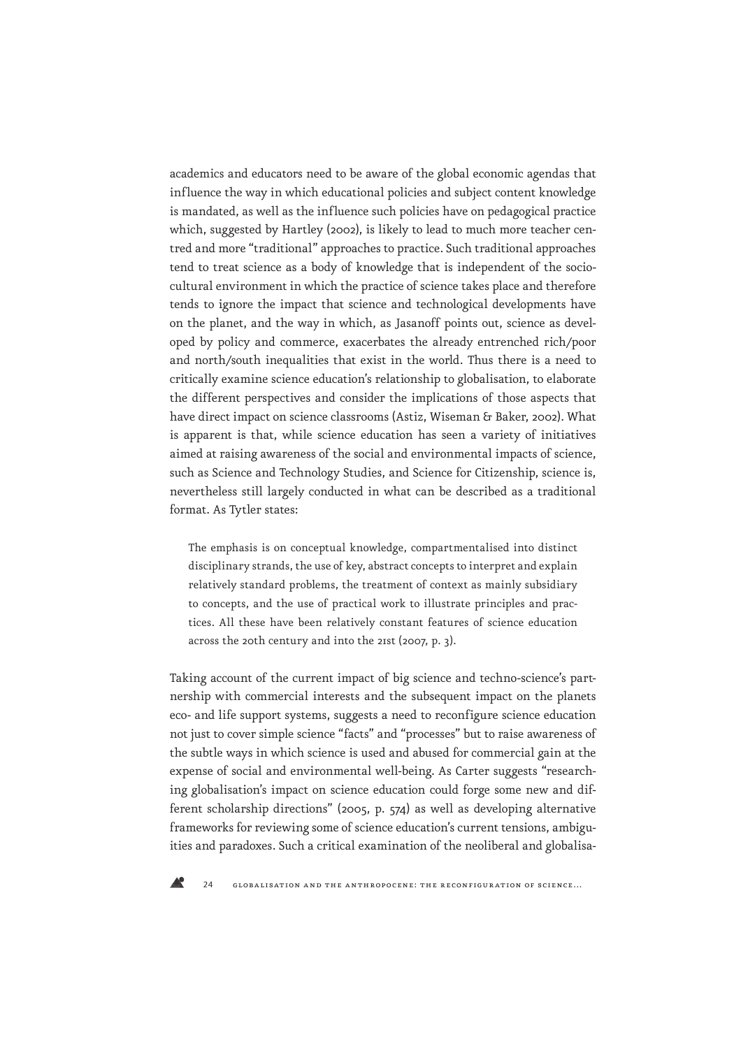academics and educators need to be aware of the global economic agendas that influence the way in which educational policies and subject content knowledge is mandated, as well as the influence such policies have on pedagogical practice which, suggested by Hartley (2002), is likely to lead to much more teacher centred and more "traditional" approaches to practice. Such traditional approaches tend to treat science as a body of knowledge that is independent of the socio-cultural environment in which the practice of science takes place and therefore tends to ignore the impact that science and technological developments have on the planet, and the way in which, as Jasanoff points out, science as developed by policy and commerce, exacerbates the already entrenched rich/poor and north/south inequalities that exist in the world. Thus there is a need to critically examine science education's relationship to globalisation, to elaborate the different perspectives and consider the implications of those aspects that have direct impact on science classrooms (Astiz, Wiseman & Baker, 2002). What is apparent is that, while science education has seen a variety of initiatives aimed at raising awareness of the social and environmental impacts of science, such as Science and Technology Studies, and Science for Citizenship, science is, nevertheless still largely conducted in what can be described as a traditional format. As Tytler states:

> The emphasis is on conceptual knowledge, compartmentalised into distinct disciplinary strands, the use of key, abstract concepts to interpret and explain relatively standard problems, the treatment of context as mainly subsidiary to concepts, and the use of practical work to illustrate principles and practices. All these have been relatively constant features of science education across the 20th century and into the 21st (2007, p. 3).

Taking account of the current impact of big science and techno-science's partnership with commercial interests and the subsequent impact on the planets eco- and life support systems, suggests a need to reconfigure science education not just to cover simple science "facts" and "processes" but to raise awareness of the subtle ways in which science is used and abused for commercial gain at the expense of social and environmental well-being. As Carter suggests "researching globalisation's impact on science education could forge some new and different scholarship directions" (2005, p. 574) as well as developing alternative frameworks for reviewing some of science education's current tensions, ambiguities and paradoxes. Such a critical examination of the neoliberal and globalisa-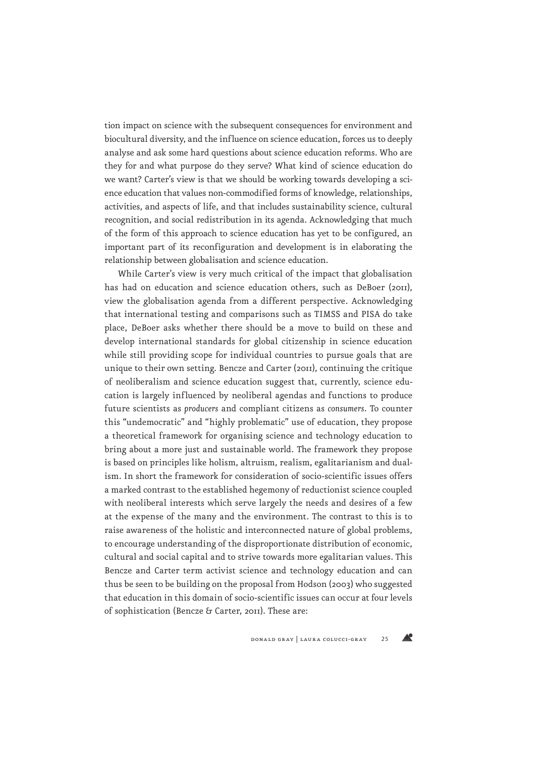tion impact on science with the subsequent consequences for environment and biocultural diversity, and the influence on science education, forces us to deeply analyse and ask some hard questions about science education reforms. Who are they for and what purpose do they serve? What kind of science education do we want? Carter's view is that we should be working towards developing a science education that values non-commodified forms of knowledge, relationships, activities, and aspects of life, and that includes sustainability science, cultural recognition, and social redistribution in its agenda. Acknowledging that much of the form of this approach to science education has yet to be configured, an important part of its reconfiguration and development is in elaborating the relationship between globalisation and science education.

While Carter's view is very much critical of the impact that globalisation has had on education and science education others, such as DeBoer (2011), view the globalisation agenda from a different perspective. Acknowledging that international testing and comparisons such as TIMSS and PISA do take place, DeBoer asks whether there should be a move to build on these and develop international standards for global citizenship in science education while still providing scope for individual countries to pursue goals that are unique to their own setting. Bencze and Carter (2011), continuing the critique of neoliberalism and science education suggest that, currently, science education is largely influenced by neoliberal agendas and functions to produce future scientists as *producers* and compliant citizens as *consumers*. To counter this "undemocratic" and "highly problematic" use of education, they propose a theoretical framework for organising science and technology education to bring about a more just and sustainable world. The framework they propose is based on principles like holism, altruism, realism, egalitarianism and dualism. In short the framework for consideration of socio-scientific issues offers a marked contrast to the established hegemony of reductionist science coupled with neoliberal interests which serve largely the needs and desires of a few at the expense of the many and the environment. The contrast to this is to raise awareness of the holistic and interconnected nature of global problems, to encourage understanding of the disproportionate distribution of economic, cultural and social capital and to strive towards more egalitarian values. This Bencze and Carter term activist science and technology education and can thus be seen to be building on the proposal from Hodson (2003) who suggested that education in this domain of socio-scientific issues can occur at four levels of sophistication (Bencze & Carter, 2011). These are: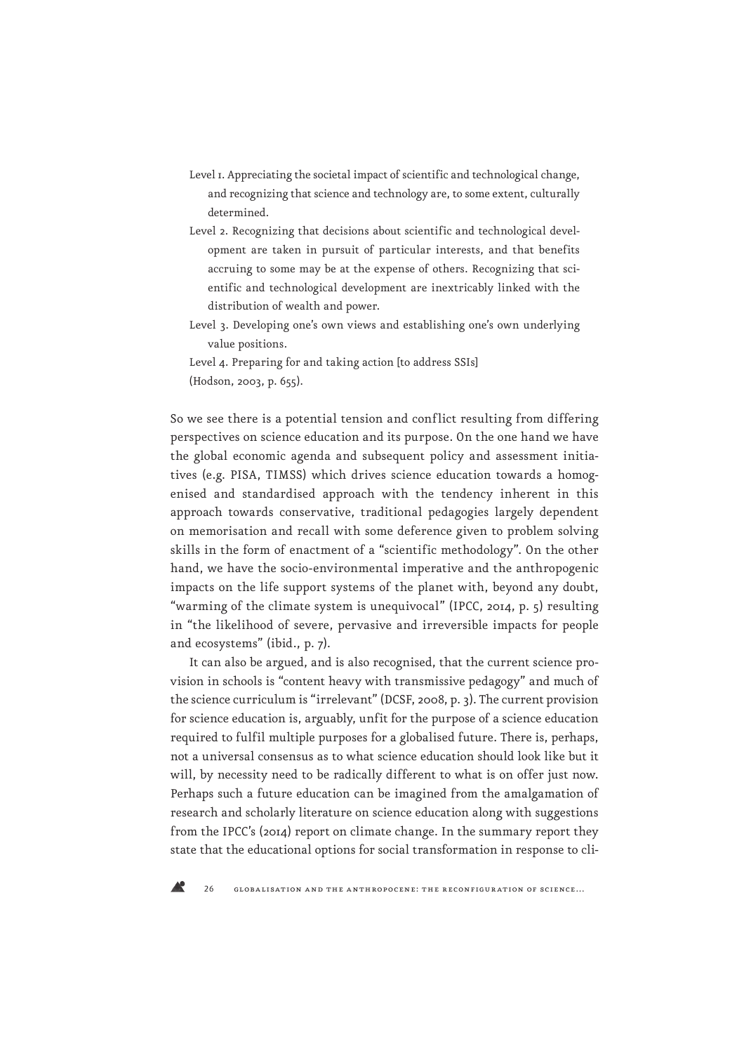Level 1. Appreciating the societal impact of scientific and technological change, and recognizing that science and technology are, to some extent, culturally determined.

Level 2. Recognizing that decisions about scientific and technological development are taken in pursuit of particular interests, and that benefits accruing to some may be at the expense of others. Recognizing that scientific and technological development are inextricably linked with the distribution of wealth and power.

Level 3. Developing one's own views and establishing one's own underlying value positions.

Level 4. Preparing for and taking action [to address SSIs]

(Hodson, 2003, p. 655).

So we see there is a potential tension and conflict resulting from differing perspectives on science education and its purpose. On the one hand we have the global economic agenda and subsequent policy and assessment initiatives (e.g. PISA, TIMSS) which drives science education towards a homogenised and standardised approach with the tendency inherent in this approach towards conservative, traditional pedagogies largely dependent on memorisation and recall with some deference given to problem solving skills in the form of enactment of a "scientific methodology". On the other hand, we have the socio-environmental imperative and the anthropogenic impacts on the life support systems of the planet with, beyond any doubt, "warming of the climate system is unequivocal" (IPCC, 2014, p. 5) resulting in "the likelihood of severe, pervasive and irreversible impacts for people and ecosystems" (ibid., p. 7).

It can also be argued, and is also recognised, that the current science provision in schools is "content heavy with transmissive pedagogy" and much of the science curriculum is "irrelevant" (DCSF, 2008, p. 3). The current provision for science education is, arguably, unfit for the purpose of a science education required to fulfil multiple purposes for a globalised future. There is, perhaps, not a universal consensus as to what science education should look like but it will, by necessity need to be radically different to what is on offer just now. Perhaps such a future education can be imagined from the amalgamation of research and scholarly literature on science education along with suggestions from the IPCC's (2014) report on climate change. In the summary report they state that the educational options for social transformation in response to cli-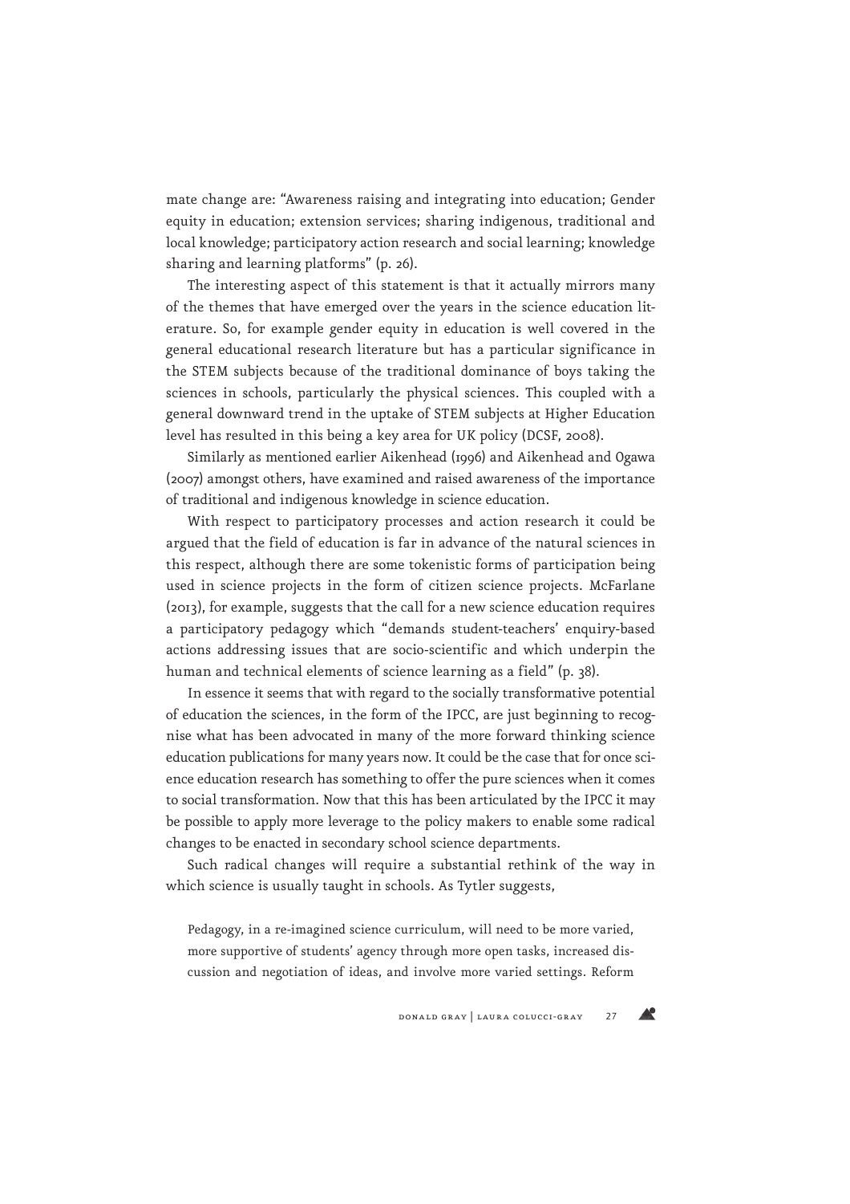mate change are: “Awareness raising and integrating into education; Gender equity in education; extension services; sharing indigenous, traditional and local knowledge; participatory action research and social learning; knowledge sharing and learning platforms” (p. 26).

The interesting aspect of this statement is that it actually mirrors many of the themes that have emerged over the years in the science education literature. So, for example gender equity in education is well covered in the general educational research literature but has a particular significance in the STEM subjects because of the traditional dominance of boys taking the sciences in schools, particularly the physical sciences. This coupled with a general downward trend in the uptake of STEM subjects at Higher Education level has resulted in this being a key area for UK policy (DCSF, 2008).

Similarly as mentioned earlier Aikenhead (1996) and Aikenhead and Ogawa (2007) amongst others, have examined and raised awareness of the importance of traditional and indigenous knowledge in science education.

With respect to participatory processes and action research it could be argued that the field of education is far in advance of the natural sciences in this respect, although there are some tokenistic forms of participation being used in science projects in the form of citizen science projects. McFarlane (2013), for example, suggests that the call for a new science education requires a participatory pedagogy which “demands student-teachers’ enquiry-based actions addressing issues that are socio-scientific and which underpin the human and technical elements of science learning as a field” (p. 38).

In essence it seems that with regard to the socially transformative potential of education the sciences, in the form of the IPCC, are just beginning to recognise what has been advocated in many of the more forward thinking science education publications for many years now. It could be the case that for once science education research has something to offer the pure sciences when it comes to social transformation. Now that this has been articulated by the IPCC it may be possible to apply more leverage to the policy makers to enable some radical changes to be enacted in secondary school science departments.

Such radical changes will require a substantial rethink of the way in which science is usually taught in schools. As Tytler suggests,

> Pedagogy, in a re-imagined science curriculum, will need to be more varied, more supportive of students’ agency through more open tasks, increased discussion and negotiation of ideas, and involve more varied settings. Reform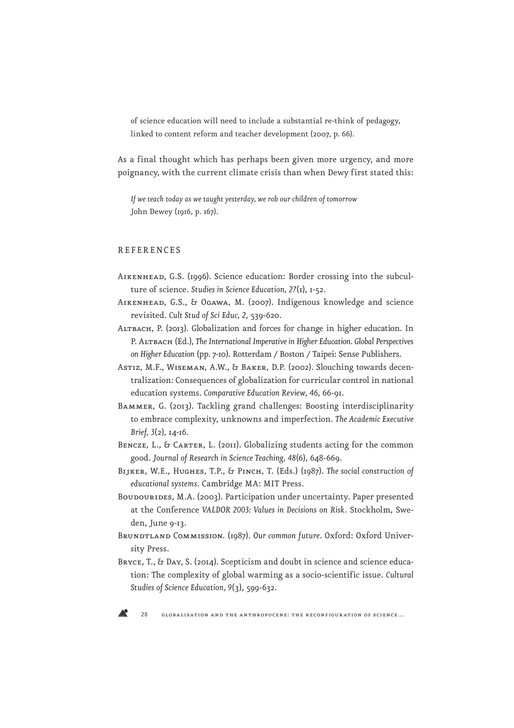of science education will need to include a substantial re-think of pedagogy, linked to content reform and teacher development (2007, p. 66).

As a final thought which has perhaps been given more urgency, and more poignancy, with the current climate crisis than when Dewy first stated this:

> *If we teach today as we taught yesterday, we rob our children of tomorrow*
> John Dewey (1916, p. 167).

## REFERENCES

Aikenhead, G.S. (1996). Science education: Border crossing into the subculture of science. *Studies in Science Education, 27*(1), 1-52.

Aikenhead, G.S., & Ogawa, M. (2007). Indigenous knowledge and science revisited. *Cult Stud of Sci Educ, 2*, 539-620.

Altbach, P. (2013). Globalization and forces for change in higher education. In P. Altbach (Ed.), *The International Imperative in Higher Education. Global Perspectives on Higher Education* (pp. 7-10). Rotterdam / Boston / Taipei: Sense Publishers.

Astiz, M.F., Wiseman, A.W., & Baker, D.P. (2002). Slouching towards decentralization: Consequences of globalization for curricular control in national education systems. *Comparative Education Review, 46*, 66-91.

Bammer, G. (2013). Tackling grand challenges: Boosting interdisciplinarity to embrace complexity, unknowns and imperfection. *The Academic Executive Brief, 3*(2), 14-16.

Bencze, L., & Carter, L. (2011). Globalizing students acting for the common good. *Journal of Research in Science Teaching, 48*(6), 648-669.

Bijker, W.E., Hughes, T.P., & Pinch, T. (Eds.) (1987). *The social construction of educational systems*. Cambridge MA: MIT Press.

Boudourides, M.A. (2003). Participation under uncertainty. Paper presented at the Conference *VALDOR 2003: Values in Decisions on Risk*. Stockholm, Sweden, June 9-13.

Brundtland Commission. (1987). *Our common future*. Oxford: Oxford University Press.

Bryce, T., & Day, S. (2014). Scepticism and doubt in science and science education: The complexity of global warming as a socio-scientific issue. *Cultural Studies of Science Education, 9*(3), 599-632.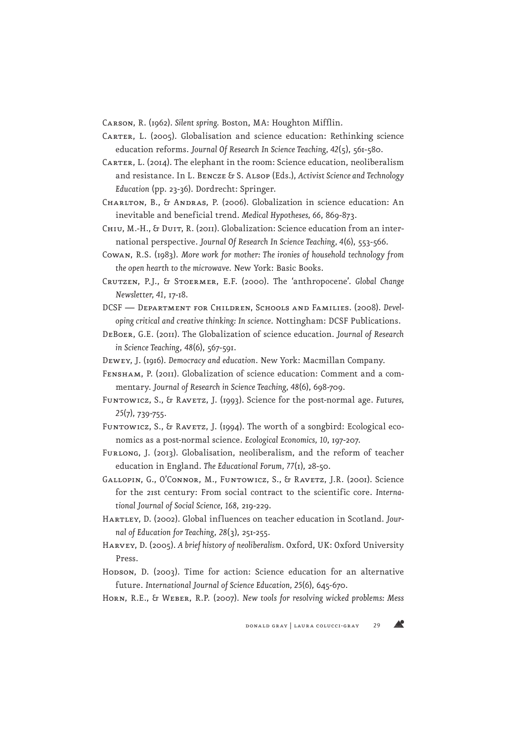Carson, R. (1962). *Silent spring*. Boston, MA: Houghton Mifflin.

Carter, L. (2005). Globalisation and science education: Rethinking science education reforms. *Journal Of Research In Science Teaching, 42*(5), 561-580.

Carter, L. (2014). The elephant in the room: Science education, neoliberalism and resistance. In L. Bencze & S. Alsop (Eds.), *Activist Science and Technology Education* (pp. 23-36). Dordrecht: Springer.

Charlton, B., & Andras, P. (2006). Globalization in science education: An inevitable and beneficial trend. *Medical Hypotheses, 66*, 869-873.

Chiu, M.-H., & Duit, R. (2011). Globalization: Science education from an international perspective. *Journal Of Research In Science Teaching, 4*(6), 553-566.

Cowan, R.S. (1983). *More work for mother: The ironies of household technology from the open hearth to the microwave*. New York: Basic Books.

Crutzen, P.J., & Stoermer, E.F. (2000). The 'anthropocene'. *Global Change Newsletter, 41*, 17-18.

DCSF — Department for Children, Schools and Families. (2008). *Developing critical and creative thinking: In science*. Nottingham: DCSF Publications.

DeBoer, G.E. (2011). The Globalization of science education. *Journal of Research in Science Teaching, 48*(6), 567-591.

Dewey, J. (1916). *Democracy and education*. New York: Macmillan Company.

Fensham, P. (2011). Globalization of science education: Comment and a commentary. *Journal of Research in Science Teaching, 48*(6), 698-709.

Funtowicz, S., & Ravetz, J. (1993). Science for the post-normal age. *Futures, 25*(7), 739-755.

Funtowicz, S., & Ravetz, J. (1994). The worth of a songbird: Ecological economics as a post-normal science. *Ecological Economics, 10*, 197-207.

Furlong, J. (2013). Globalisation, neoliberalism, and the reform of teacher education in England. *The Educational Forum, 77*(1), 28-50.

Gallopin, G., O'Connor, M., Funtowicz, S., & Ravetz, J.R. (2001). Science for the 21st century: From social contract to the scientific core. *International Journal of Social Science, 168*, 219-229.

Hartley, D. (2002). Global influences on teacher education in Scotland. *Journal of Education for Teaching, 28*(3), 251-255.

Harvey, D. (2005). *A brief history of neoliberalism*. Oxford, UK: Oxford University Press.

Hodson, D. (2003). Time for action: Science education for an alternative future. *International Journal of Science Education, 25*(6), 645-670.

Horn, R.E., & Weber, R.P. (2007). *New tools for resolving wicked problems: Mess*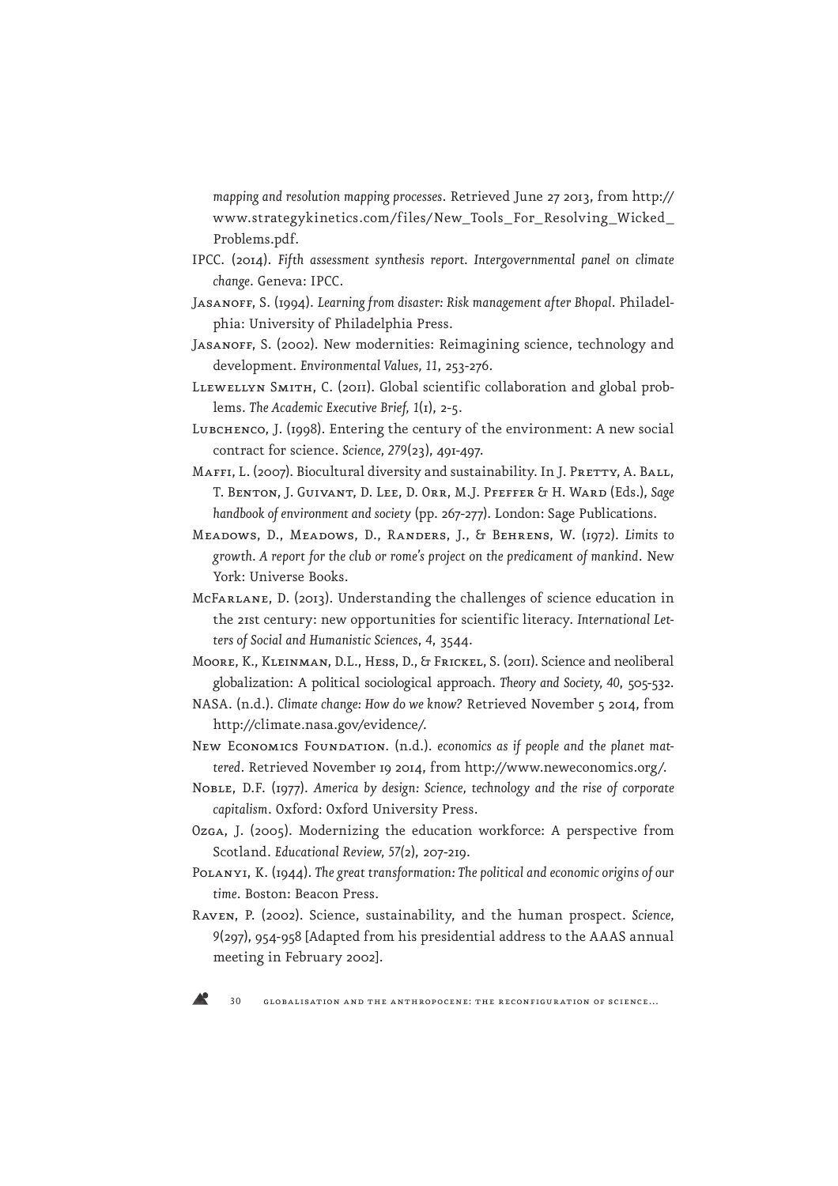*mapping and resolution mapping processes*. Retrieved June 27 2013, from http://www.strategykinetics.com/files/New_Tools_For_Resolving_Wicked_Problems.pdf.

IPCC. (2014). *Fifth assessment synthesis report. Intergovernmental panel on climate change*. Geneva: IPCC.

Jasanoff, S. (1994). *Learning from disaster: Risk management after Bhopal*. Philadelphia: University of Philadelphia Press.

Jasanoff, S. (2002). New modernities: Reimagining science, technology and development. *Environmental Values, 11*, 253-276.

Llewellyn Smith, C. (2011). Global scientific collaboration and global problems. *The Academic Executive Brief, 1*(1), 2-5.

Lubchenco, J. (1998). Entering the century of the environment: A new social contract for science. *Science, 279*(23), 491-497.

Maffi, L. (2007). Biocultural diversity and sustainability. In J. Pretty, A. Ball, T. Benton, J. Guivant, D. Lee, D. Orr, M.J. Pfeffer & H. Ward (Eds.), *Sage handbook of environment and society* (pp. 267-277). London: Sage Publications.

Meadows, D., Meadows, D., Randers, J., & Behrens, W. (1972). *Limits to growth. A report for the club or rome's project on the predicament of mankind*. New York: Universe Books.

McFarlane, D. (2013). Understanding the challenges of science education in the 21st century: new opportunities for scientific literacy. *International Letters of Social and Humanistic Sciences*, *4*, 3544.

Moore, K., Kleinman, D.L., Hess, D., & Frickel, S. (2011). Science and neoliberal globalization: A political sociological approach. *Theory and Society, 40*, 505-532.

NASA. (n.d.). *Climate change: How do we know?* Retrieved November 5 2014, from http://climate.nasa.gov/evidence/.

New Economics Foundation. (n.d.). *economics as if people and the planet mattered*. Retrieved November 19 2014, from http://www.neweconomics.org/.

Noble, D.F. (1977). *America by design: Science, technology and the rise of corporate capitalism*. Oxford: Oxford University Press.

Ozga, J. (2005). Modernizing the education workforce: A perspective from Scotland. *Educational Review, 57*(2), 207-219.

Polanyi, K. (1944). *The great transformation: The political and economic origins of our time*. Boston: Beacon Press.

Raven, P. (2002). Science, sustainability, and the human prospect. *Science, 9*(297), 954-958 [Adapted from his presidential address to the AAAS annual meeting in February 2002].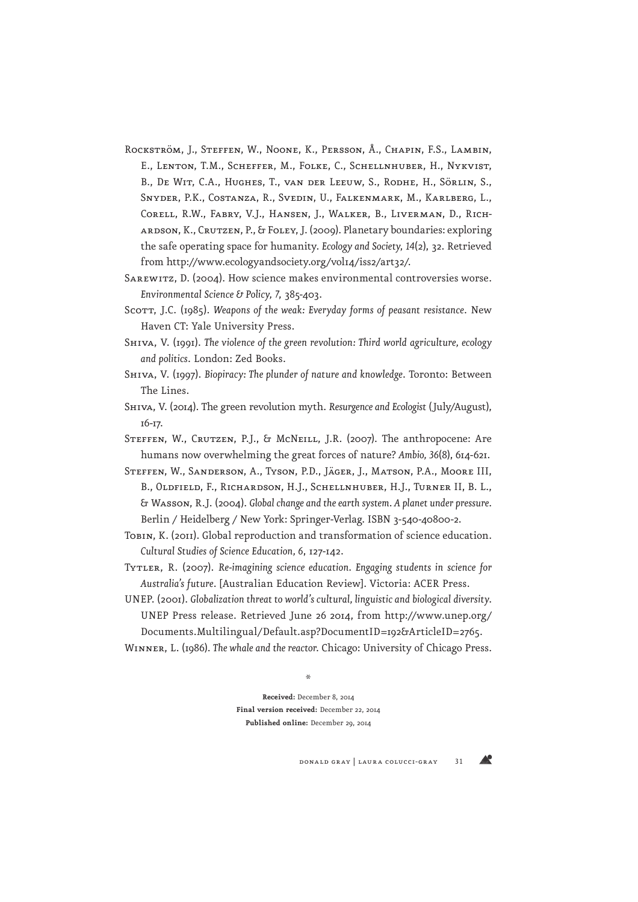Rockström, J., Steffen, W., Noone, K., Persson, Å., Chapin, F.S., Lambin, E., Lenton, T.M., Scheffer, M., Folke, C., Schellnhuber, H., Nykvist, B., De Wit, C.A., Hughes, T., van der Leeuw, S., Rodhe, H., Sörlin, S., Snyder, P.K., Costanza, R., Svedin, U., Falkenmark, M., Karlberg, L., Corell, R.W., Fabry, V.J., Hansen, J., Walker, B., Liverman, D., Richardson, K., Crutzen, P., & Foley, J. (2009). Planetary boundaries: exploring the safe operating space for humanity. *Ecology and Society, 14*(2), 32. Retrieved from http://www.ecologyandsociety.org/vol14/iss2/art32/.

Sarewitz, D. (2004). How science makes environmental controversies worse. *Environmental Science & Policy, 7*, 385-403.

Scott, J.C. (1985). *Weapons of the weak: Everyday forms of peasant resistance*. New Haven CT: Yale University Press.

Shiva, V. (1991). *The violence of the green revolution: Third world agriculture, ecology and politics*. London: Zed Books.

Shiva, V. (1997). *Biopiracy: The plunder of nature and knowledge*. Toronto: Between The Lines.

Shiva, V. (2014). The green revolution myth. *Resurgence and Ecologist* (July/August), 16-17.

Steffen, W., Crutzen, P.J., & McNeill, J.R. (2007). The anthropocene: Are humans now overwhelming the great forces of nature? *Ambio, 36*(8), 614-621.

Steffen, W., Sanderson, A., Tyson, P.D., Jäger, J., Matson, P.A., Moore III, B., Oldfield, F., Richardson, H.J., Schellnhuber, H.J., Turner II, B. L., & Wasson, R.J. (2004). *Global change and the earth system. A planet under pressure*. Berlin / Heidelberg / New York: Springer-Verlag. ISBN 3-540-40800-2.

Tobin, K. (2011). Global reproduction and transformation of science education. *Cultural Studies of Science Education, 6*, 127-142.

Tytler, R. (2007). *Re-imagining science education. Engaging students in science for Australia's future*. [Australian Education Review]. Victoria: ACER Press.

UNEP. (2001). *Globalization threat to world's cultural, linguistic and biological diversity*. UNEP Press release. Retrieved June 26 2014, from http://www.unep.org/Documents.Multilingual/Default.asp?DocumentID=192&ArticleID=2765.

Winner, L. (1986). *The whale and the reactor*. Chicago: University of Chicago Press.

*

**Received:** December 8, 2014
**Final version received:** December 22, 2014
**Published online:** December 29, 2014